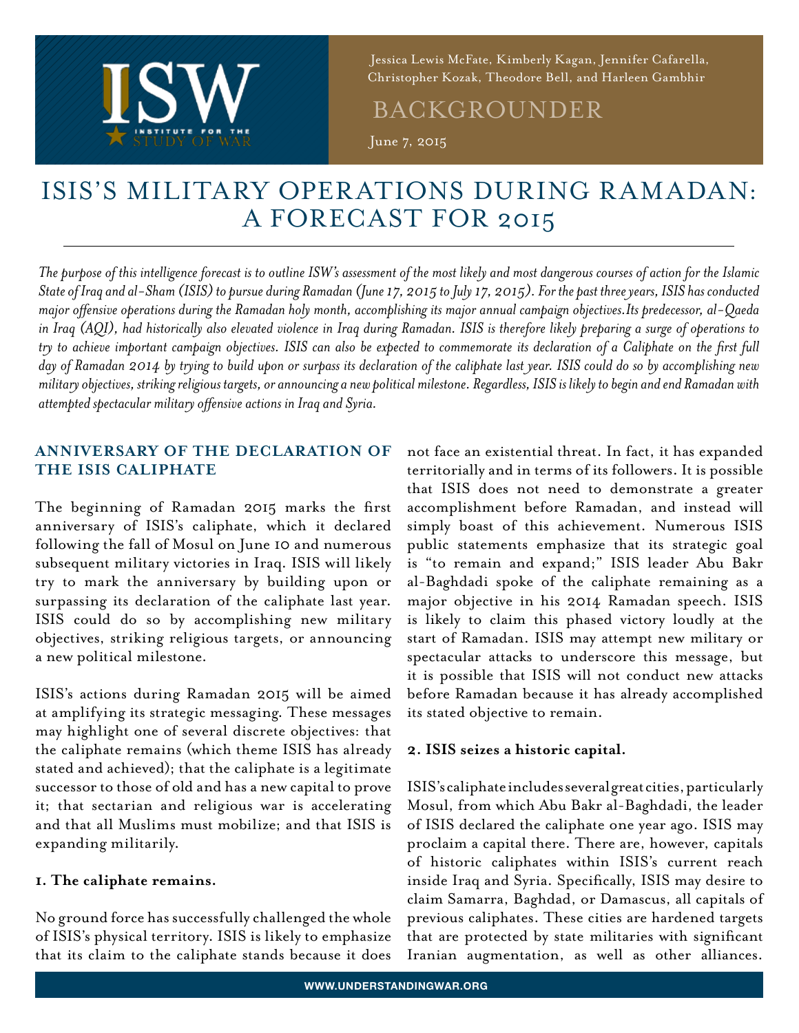Jessica Lewis McFate, Kimberly Kagan, Jennifer Cafarella, Christopher Kozak, Theodore Bell, and Harleen Gambhir

BACKGROUNDER

June 7, 2015

# ISIS'S MILITARY OPERATIONS DURING RAMADAN: A FORECAST FOR 2015

*The purpose of this intelligence forecast is to outline ISW's assessment of the most likely and most dangerous courses of action for the Islamic State of Iraq and al-Sham (ISIS) to pursue during Ramadan (June 17, 2015 to July 17, 2015). For the past three years, ISIS has conducted major offensive operations during the Ramadan holy month, accomplishing its major annual campaign objectives.Its predecessor, al-Qaeda in Iraq (AQI), had historically also elevated violence in Iraq during Ramadan. ISIS is therefore likely preparing a surge of operations to try to achieve important campaign objectives. ISIS can also be expected to commemorate its declaration of a Caliphate on the first full day of Ramadan 2014 by trying to build upon or surpass its declaration of the caliphate last year. ISIS could do so by accomplishing new military objectives, striking religious targets, or announcing a new political milestone. Regardless, ISIS is likely to begin and end Ramadan with attempted spectacular military offensive actions in Iraq and Syria.*

## ANNIVERSARY OF THE DECLARATION OF THE ISIS CALIPHATE

The beginning of Ramadan 2015 marks the first anniversary of ISIS's caliphate, which it declared following the fall of Mosul on June 10 and numerous subsequent military victories in Iraq. ISIS will likely try to mark the anniversary by building upon or surpassing its declaration of the caliphate last year. ISIS could do so by accomplishing new military objectives, striking religious targets, or announcing a new political milestone.

ISIS's actions during Ramadan 2015 will be aimed at amplifying its strategic messaging. These messages may highlight one of several discrete objectives: that the caliphate remains (which theme ISIS has already stated and achieved); that the caliphate is a legitimate successor to those of old and has a new capital to prove it; that sectarian and religious war is accelerating and that all Muslims must mobilize; and that ISIS is expanding militarily.

**1. The caliphate remains.**

No ground force has successfully challenged the whole of ISIS's physical territory. ISIS is likely to emphasize that its claim to the caliphate stands because it does not face an existential threat. In fact, it has expanded territorially and in terms of its followers. It is possible that ISIS does not need to demonstrate a greater accomplishment before Ramadan, and instead will simply boast of this achievement. Numerous ISIS public statements emphasize that its strategic goal is "to remain and expand;" ISIS leader Abu Bakr al-Baghdadi spoke of the caliphate remaining as a major objective in his 2014 Ramadan speech. ISIS is likely to claim this phased victory loudly at the start of Ramadan. ISIS may attempt new military or spectacular attacks to underscore this message, but it is possible that ISIS will not conduct new attacks before Ramadan because it has already accomplished its stated objective to remain.

**2. ISIS seizes a historic capital.**

ISIS's caliphate includes several great cities, particularly Mosul, from which Abu Bakr al-Baghdadi, the leader of ISIS declared the caliphate one year ago. ISIS may proclaim a capital there. There are, however, capitals of historic caliphates within ISIS's current reach inside Iraq and Syria. Specifically, ISIS may desire to claim Samarra, Baghdad, or Damascus, all capitals of previous caliphates. These cities are hardened targets that are protected by state militaries with significant Iranian augmentation, as well as other alliances.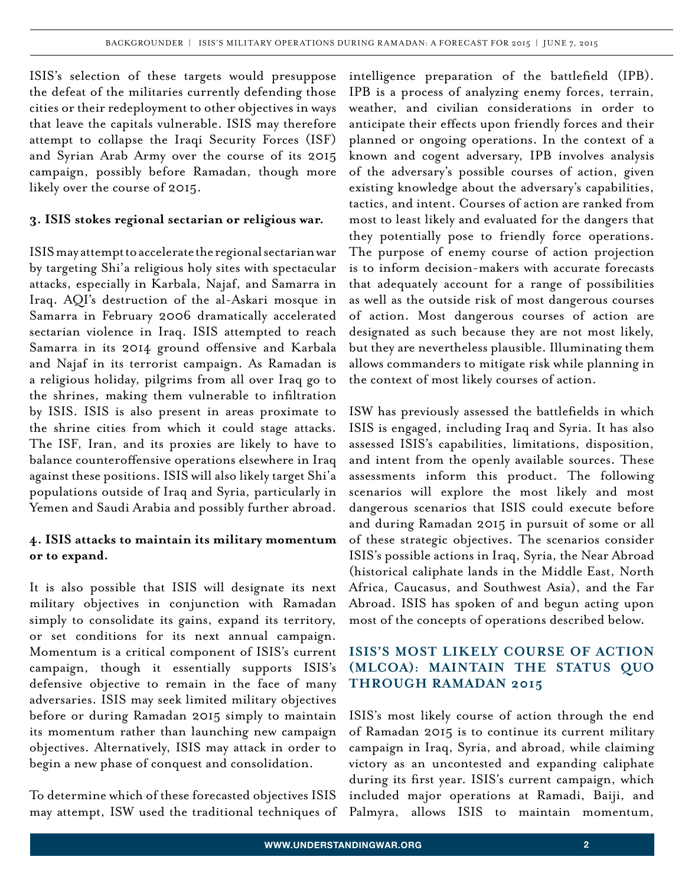ISIS's selection of these targets would presuppose the defeat of the militaries currently defending those cities or their redeployment to other objectives in ways that leave the capitals vulnerable. ISIS may therefore attempt to collapse the Iraqi Security Forces (ISF) and Syrian Arab Army over the course of its 2015 campaign, possibly before Ramadan, though more likely over the course of 2015.

**3. ISIS stokes regional sectarian or religious war.**

ISIS may attempt to accelerate the regional sectarian war by targeting Shi'a religious holy sites with spectacular attacks, especially in Karbala, Najaf, and Samarra in Iraq. AQI's destruction of the al-Askari mosque in Samarra in February 2006 dramatically accelerated sectarian violence in Iraq. ISIS attempted to reach Samarra in its 2014 ground offensive and Karbala and Najaf in its terrorist campaign. As Ramadan is a religious holiday, pilgrims from all over Iraq go to the shrines, making them vulnerable to infiltration by ISIS. ISIS is also present in areas proximate to the shrine cities from which it could stage attacks. The ISF, Iran, and its proxies are likely to have to balance counteroffensive operations elsewhere in Iraq against these positions. ISIS will also likely target Shi'a populations outside of Iraq and Syria, particularly in Yemen and Saudi Arabia and possibly further abroad.

**4. ISIS attacks to maintain its military momentum or to expand.**

It is also possible that ISIS will designate its next military objectives in conjunction with Ramadan simply to consolidate its gains, expand its territory, or set conditions for its next annual campaign. Momentum is a critical component of ISIS's current campaign, though it essentially supports ISIS's defensive objective to remain in the face of many adversaries. ISIS may seek limited military objectives before or during Ramadan 2015 simply to maintain its momentum rather than launching new campaign objectives. Alternatively, ISIS may attack in order to begin a new phase of conquest and consolidation.

To determine which of these forecasted objectives ISIS may attempt, ISW used the traditional techniques of intelligence preparation of the battlefield (IPB). IPB is a process of analyzing enemy forces, terrain, weather, and civilian considerations in order to anticipate their effects upon friendly forces and their planned or ongoing operations. In the context of a known and cogent adversary, IPB involves analysis of the adversary's possible courses of action, given existing knowledge about the adversary's capabilities, tactics, and intent. Courses of action are ranked from most to least likely and evaluated for the dangers that they potentially pose to friendly force operations. The purpose of enemy course of action projection is to inform decision-makers with accurate forecasts that adequately account for a range of possibilities as well as the outside risk of most dangerous courses of action. Most dangerous courses of action are designated as such because they are not most likely, but they are nevertheless plausible. Illuminating them allows commanders to mitigate risk while planning in the context of most likely courses of action.

ISW has previously assessed the battlefields in which ISIS is engaged, including Iraq and Syria. It has also assessed ISIS's capabilities, limitations, disposition, and intent from the openly available sources. These assessments inform this product. The following scenarios will explore the most likely and most dangerous scenarios that ISIS could execute before and during Ramadan 2015 in pursuit of some or all of these strategic objectives. The scenarios consider ISIS's possible actions in Iraq, Syria, the Near Abroad (historical caliphate lands in the Middle East, North Africa, Caucasus, and Southwest Asia), and the Far Abroad. ISIS has spoken of and begun acting upon most of the concepts of operations described below.

## ISIS's MOST LIKELY COURSE OF ACTION (MLCOA): MAINTAIN THE STATUS QUO THROUGH RAMADAN 2015

ISIS's most likely course of action through the end of Ramadan 2015 is to continue its current military campaign in Iraq, Syria, and abroad, while claiming victory as an uncontested and expanding caliphate during its first year. ISIS's current campaign, which included major operations at Ramadi, Baiji, and Palmyra, allows ISIS to maintain momentum,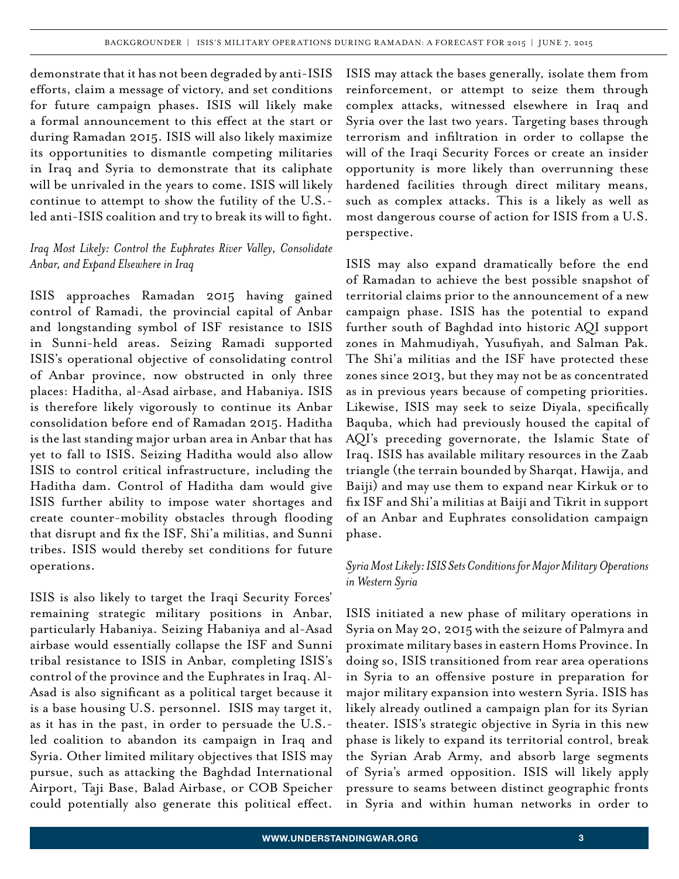demonstrate that it has not been degraded by anti-ISIS efforts, claim a message of victory, and set conditions for future campaign phases. ISIS will likely make a formal announcement to this effect at the start or during Ramadan 2015. ISIS will also likely maximize its opportunities to dismantle competing militaries in Iraq and Syria to demonstrate that its caliphate will be unrivaled in the years to come. ISIS will likely continue to attempt to show the futility of the U.S.-led anti-ISIS coalition and try to break its will to fight.

*Iraq Most Likely: Control the Euphrates River Valley, Consolidate Anbar, and Expand Elsewhere in Iraq*

ISIS approaches Ramadan 2015 having gained control of Ramadi, the provincial capital of Anbar and longstanding symbol of ISF resistance to ISIS in Sunni-held areas. Seizing Ramadi supported ISIS's operational objective of consolidating control of Anbar province, now obstructed in only three places: Haditha, al-Asad airbase, and Habaniya. ISIS is therefore likely vigorously to continue its Anbar consolidation before end of Ramadan 2015. Haditha is the last standing major urban area in Anbar that has yet to fall to ISIS. Seizing Haditha would also allow ISIS to control critical infrastructure, including the Haditha dam. Control of Haditha dam would give ISIS further ability to impose water shortages and create counter-mobility obstacles through flooding that disrupt and fix the ISF, Shi'a militias, and Sunni tribes. ISIS would thereby set conditions for future operations.

ISIS is also likely to target the Iraqi Security Forces' remaining strategic military positions in Anbar, particularly Habaniya. Seizing Habaniya and al-Asad airbase would essentially collapse the ISF and Sunni tribal resistance to ISIS in Anbar, completing ISIS's control of the province and the Euphrates in Iraq. Al-Asad is also significant as a political target because it is a base housing U.S. personnel. ISIS may target it, as it has in the past, in order to persuade the U.S.-led coalition to abandon its campaign in Iraq and Syria. Other limited military objectives that ISIS may pursue, such as attacking the Baghdad International Airport, Taji Base, Balad Airbase, or COB Speicher could potentially also generate this political effect. ISIS may attack the bases generally, isolate them from reinforcement, or attempt to seize them through complex attacks, witnessed elsewhere in Iraq and Syria over the last two years. Targeting bases through terrorism and infiltration in order to collapse the will of the Iraqi Security Forces or create an insider opportunity is more likely than overrunning these hardened facilities through direct military means, such as complex attacks. This is a likely as well as most dangerous course of action for ISIS from a U.S. perspective.

ISIS may also expand dramatically before the end of Ramadan to achieve the best possible snapshot of territorial claims prior to the announcement of a new campaign phase. ISIS has the potential to expand further south of Baghdad into historic AQI support zones in Mahmudiyah, Yusufiyah, and Salman Pak. The Shi'a militias and the ISF have protected these zones since 2013, but they may not be as concentrated as in previous years because of competing priorities. Likewise, ISIS may seek to seize Diyala, specifically Baquba, which had previously housed the capital of AQI's preceding governorate, the Islamic State of Iraq. ISIS has available military resources in the Zaab triangle (the terrain bounded by Sharqat, Hawija, and Baiji) and may use them to expand near Kirkuk or to fix ISF and Shi'a militias at Baiji and Tikrit in support of an Anbar and Euphrates consolidation campaign phase.

*Syria Most Likely: ISIS Sets Conditions for Major Military Operations in Western Syria*

ISIS initiated a new phase of military operations in Syria on May 20, 2015 with the seizure of Palmyra and proximate military bases in eastern Homs Province. In doing so, ISIS transitioned from rear area operations in Syria to an offensive posture in preparation for major military expansion into western Syria. ISIS has likely already outlined a campaign plan for its Syrian theater. ISIS's strategic objective in Syria in this new phase is likely to expand its territorial control, break the Syrian Arab Army, and absorb large segments of Syria's armed opposition. ISIS will likely apply pressure to seams between distinct geographic fronts in Syria and within human networks in order to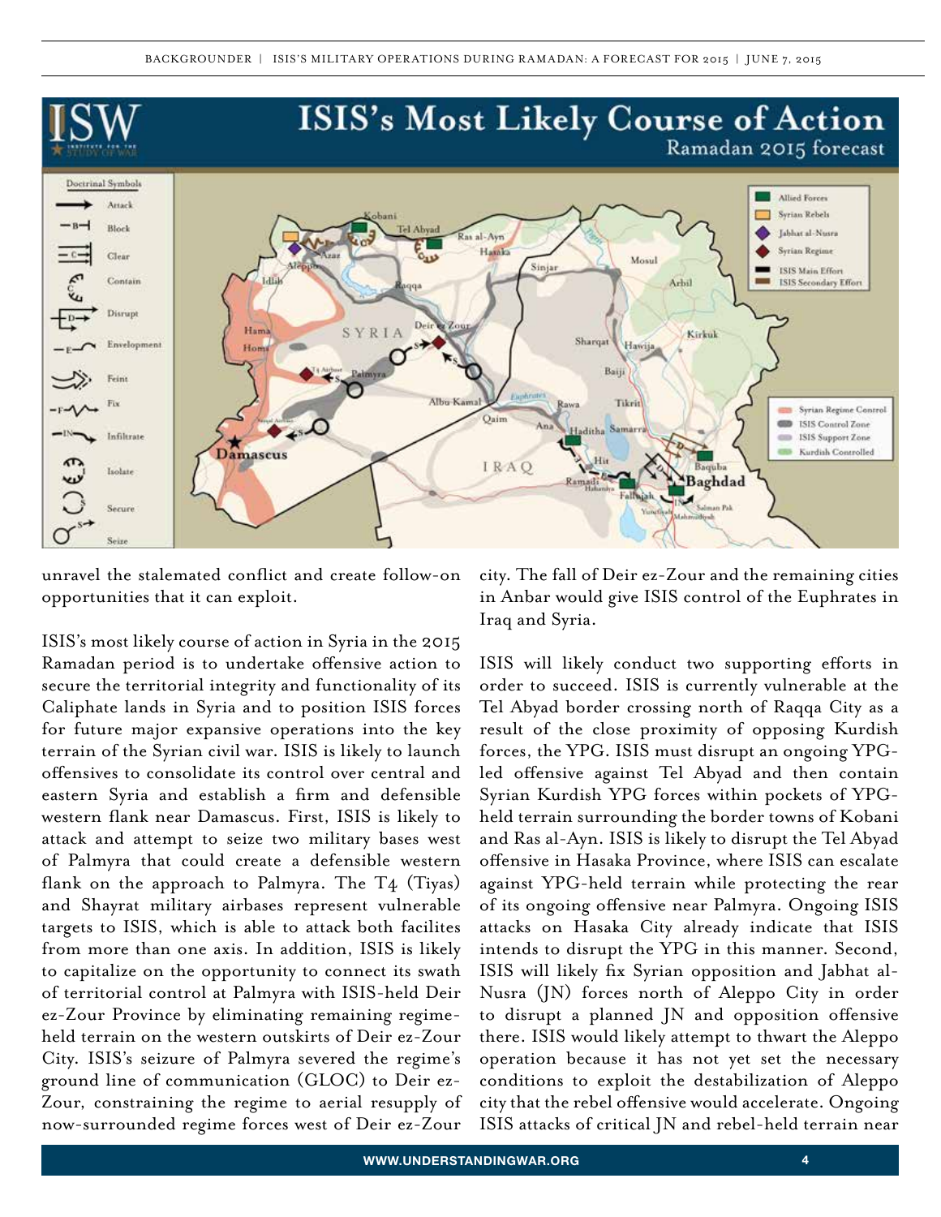unravel the stalemated conflict and create follow-on opportunities that it can exploit.

ISIS's most likely course of action in Syria in the 2015 Ramadan period is to undertake offensive action to secure the territorial integrity and functionality of its Caliphate lands in Syria and to position ISIS forces for future major expansive operations into the key terrain of the Syrian civil war. ISIS is likely to launch offensives to consolidate its control over central and eastern Syria and establish a firm and defensible western flank near Damascus. First, ISIS is likely to attack and attempt to seize two military bases west of Palmyra that could create a defensible western flank on the approach to Palmyra. The T4 (Tiyas) and Shayrat military airbases represent vulnerable targets to ISIS, which is able to attack both facilites from more than one axis. In addition, ISIS is likely to capitalize on the opportunity to connect its swath of territorial control at Palmyra with ISIS-held Deir ez-Zour Province by eliminating remaining regime-held terrain on the western outskirts of Deir ez-Zour City. ISIS's seizure of Palmyra severed the regime's ground line of communication (GLOC) to Deir ez-Zour, constraining the regime to aerial resupply of now-surrounded regime forces west of Deir ez-Zour city. The fall of Deir ez-Zour and the remaining cities in Anbar would give ISIS control of the Euphrates in Iraq and Syria.

ISIS will likely conduct two supporting efforts in order to succeed. ISIS is currently vulnerable at the Tel Abyad border crossing north of Raqqa City as a result of the close proximity of opposing Kurdish forces, the YPG. ISIS must disrupt an ongoing YPG-led offensive against Tel Abyad and then contain Syrian Kurdish YPG forces within pockets of YPG-held terrain surrounding the border towns of Kobani and Ras al-Ayn. ISIS is likely to disrupt the Tel Abyad offensive in Hasaka Province, where ISIS can escalate against YPG-held terrain while protecting the rear of its ongoing offensive near Palmyra. Ongoing ISIS attacks on Hasaka City already indicate that ISIS intends to disrupt the YPG in this manner. Second, ISIS will likely fix Syrian opposition and Jabhat al-Nusra (JN) forces north of Aleppo City in order to disrupt a planned JN and opposition offensive there. ISIS would likely attempt to thwart the Aleppo operation because it has not yet set the necessary conditions to exploit the destabilization of Aleppo city that the rebel offensive would accelerate. Ongoing ISIS attacks of critical JN and rebel-held terrain near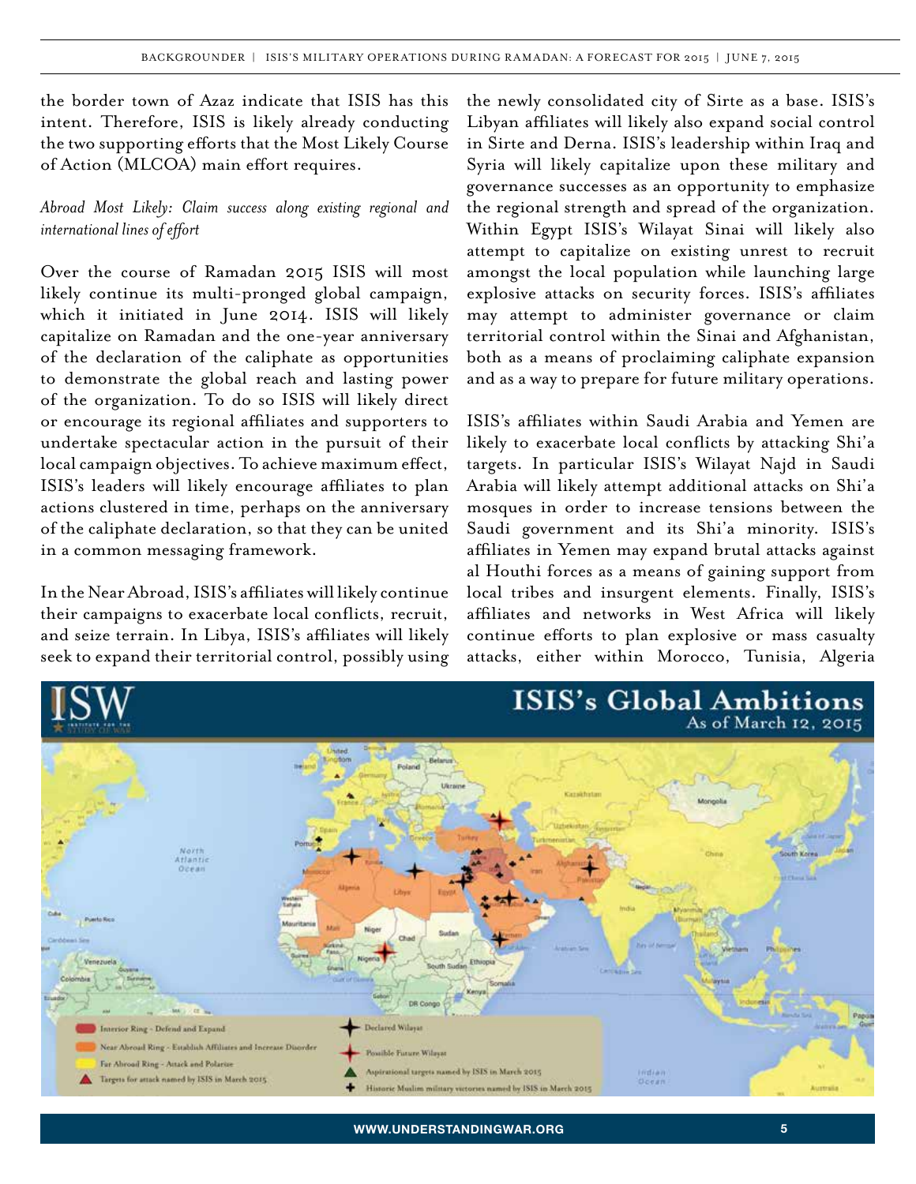the border town of Azaz indicate that ISIS has this intent. Therefore, ISIS is likely already conducting the two supporting efforts that the Most Likely Course of Action (MLCOA) main effort requires.

*Abroad Most Likely: Claim success along existing regional and international lines of effort*

Over the course of Ramadan 2015 ISIS will most likely continue its multi-pronged global campaign, which it initiated in June 2014. ISIS will likely capitalize on Ramadan and the one-year anniversary of the declaration of the caliphate as opportunities to demonstrate the global reach and lasting power of the organization. To do so ISIS will likely direct or encourage its regional affiliates and supporters to undertake spectacular action in the pursuit of their local campaign objectives. To achieve maximum effect, ISIS's leaders will likely encourage affiliates to plan actions clustered in time, perhaps on the anniversary of the caliphate declaration, so that they can be united in a common messaging framework.

In the Near Abroad, ISIS's affiliates will likely continue their campaigns to exacerbate local conflicts, recruit, and seize terrain. In Libya, ISIS's affiliates will likely seek to expand their territorial control, possibly using the newly consolidated city of Sirte as a base. ISIS's Libyan affiliates will likely also expand social control in Sirte and Derna. ISIS's leadership within Iraq and Syria will likely capitalize upon these military and governance successes as an opportunity to emphasize the regional strength and spread of the organization. Within Egypt ISIS's Wilayat Sinai will likely also attempt to capitalize on existing unrest to recruit amongst the local population while launching large explosive attacks on security forces. ISIS's affiliates may attempt to administer governance or claim territorial control within the Sinai and Afghanistan, both as a means of proclaiming caliphate expansion and as a way to prepare for future military operations.

ISIS's affiliates within Saudi Arabia and Yemen are likely to exacerbate local conflicts by attacking Shi'a targets. In particular ISIS's Wilayat Najd in Saudi Arabia will likely attempt additional attacks on Shi'a mosques in order to increase tensions between the Saudi government and its Shi'a minority. ISIS's affiliates in Yemen may expand brutal attacks against al Houthi forces as a means of gaining support from local tribes and insurgent elements. Finally, ISIS's affiliates and networks in West Africa will likely continue efforts to plan explosive or mass casualty attacks, either within Morocco, Tunisia, Algeria

**ISIS's Global Ambitions**
As of March 12, 2015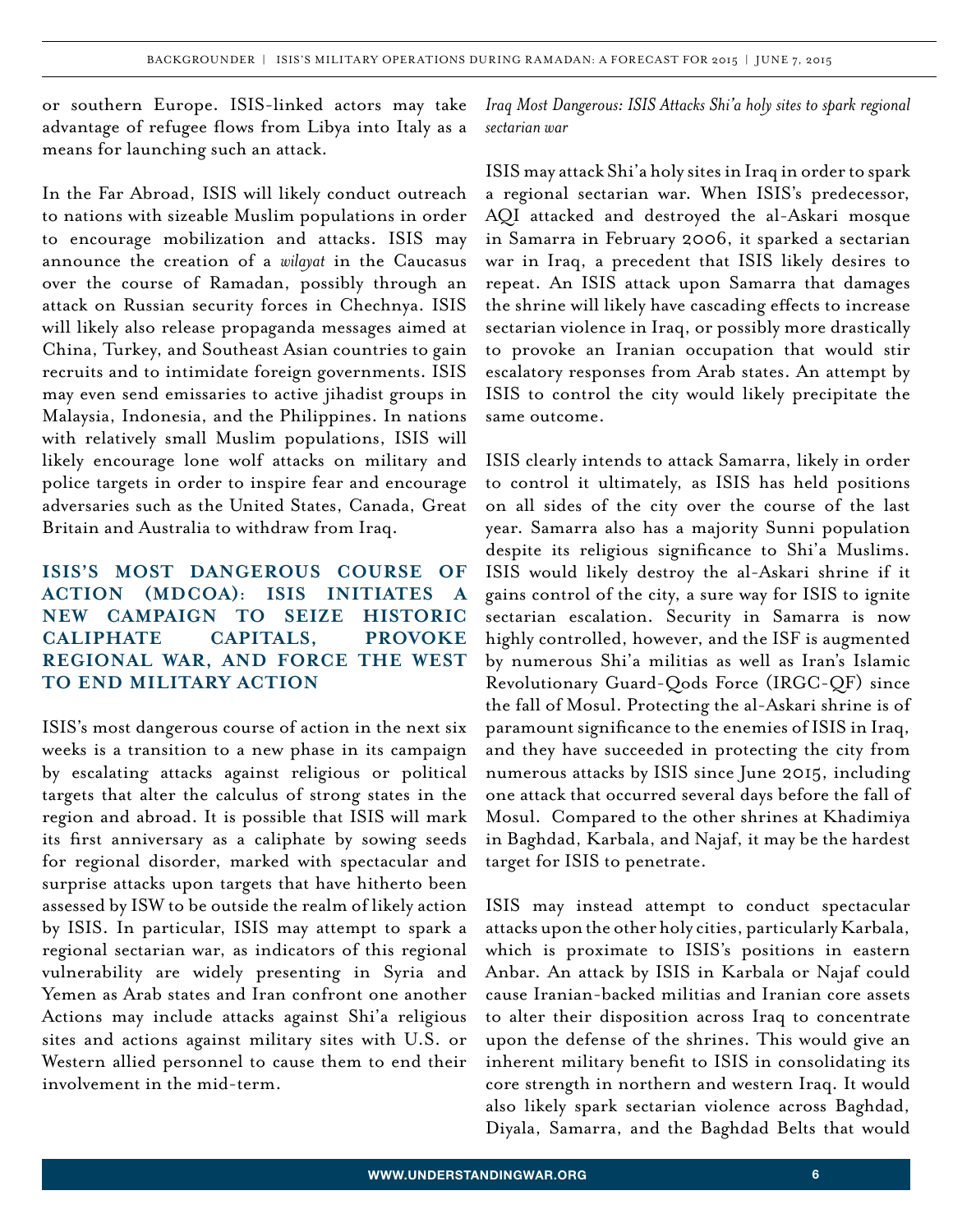or southern Europe. ISIS-linked actors may take advantage of refugee flows from Libya into Italy as a means for launching such an attack.

In the Far Abroad, ISIS will likely conduct outreach to nations with sizeable Muslim populations in order to encourage mobilization and attacks. ISIS may announce the creation of a *wilayat* in the Caucasus over the course of Ramadan, possibly through an attack on Russian security forces in Chechnya. ISIS will likely also release propaganda messages aimed at China, Turkey, and Southeast Asian countries to gain recruits and to intimidate foreign governments. ISIS may even send emissaries to active jihadist groups in Malaysia, Indonesia, and the Philippines. In nations with relatively small Muslim populations, ISIS will likely encourage lone wolf attacks on military and police targets in order to inspire fear and encourage adversaries such as the United States, Canada, Great Britain and Australia to withdraw from Iraq.

## ISIS'S MOST DANGEROUS COURSE OF ACTION (MDCOA): ISIS INITIATES A NEW CAMPAIGN TO SEIZE HISTORIC CALIPHATE CAPITALS, PROVOKE REGIONAL WAR, AND FORCE THE WEST TO END MILITARY ACTION

ISIS's most dangerous course of action in the next six weeks is a transition to a new phase in its campaign by escalating attacks against religious or political targets that alter the calculus of strong states in the region and abroad. It is possible that ISIS will mark its first anniversary as a caliphate by sowing seeds for regional disorder, marked with spectacular and surprise attacks upon targets that have hitherto been assessed by ISW to be outside the realm of likely action by ISIS. In particular, ISIS may attempt to spark a regional sectarian war, as indicators of this regional vulnerability are widely presenting in Syria and Yemen as Arab states and Iran confront one another Actions may include attacks against Shi'a religious sites and actions against military sites with U.S. or Western allied personnel to cause them to end their involvement in the mid-term.

*Iraq Most Dangerous: ISIS Attacks Shi'a holy sites to spark regional sectarian war*

ISIS may attack Shi'a holy sites in Iraq in order to spark a regional sectarian war. When ISIS's predecessor, AQI attacked and destroyed the al-Askari mosque in Samarra in February 2006, it sparked a sectarian war in Iraq, a precedent that ISIS likely desires to repeat. An ISIS attack upon Samarra that damages the shrine will likely have cascading effects to increase sectarian violence in Iraq, or possibly more drastically to provoke an Iranian occupation that would stir escalatory responses from Arab states. An attempt by ISIS to control the city would likely precipitate the same outcome.

ISIS clearly intends to attack Samarra, likely in order to control it ultimately, as ISIS has held positions on all sides of the city over the course of the last year. Samarra also has a majority Sunni population despite its religious significance to Shi'a Muslims. ISIS would likely destroy the al-Askari shrine if it gains control of the city, a sure way for ISIS to ignite sectarian escalation. Security in Samarra is now highly controlled, however, and the ISF is augmented by numerous Shi'a militias as well as Iran's Islamic Revolutionary Guard-Qods Force (IRGC-QF) since the fall of Mosul. Protecting the al-Askari shrine is of paramount significance to the enemies of ISIS in Iraq, and they have succeeded in protecting the city from numerous attacks by ISIS since June 2015, including one attack that occurred several days before the fall of Mosul. Compared to the other shrines at Khadimiya in Baghdad, Karbala, and Najaf, it may be the hardest target for ISIS to penetrate.

ISIS may instead attempt to conduct spectacular attacks upon the other holy cities, particularly Karbala, which is proximate to ISIS's positions in eastern Anbar. An attack by ISIS in Karbala or Najaf could cause Iranian-backed militias and Iranian core assets to alter their disposition across Iraq to concentrate upon the defense of the shrines. This would give an inherent military benefit to ISIS in consolidating its core strength in northern and western Iraq. It would also likely spark sectarian violence across Baghdad, Diyala, Samarra, and the Baghdad Belts that would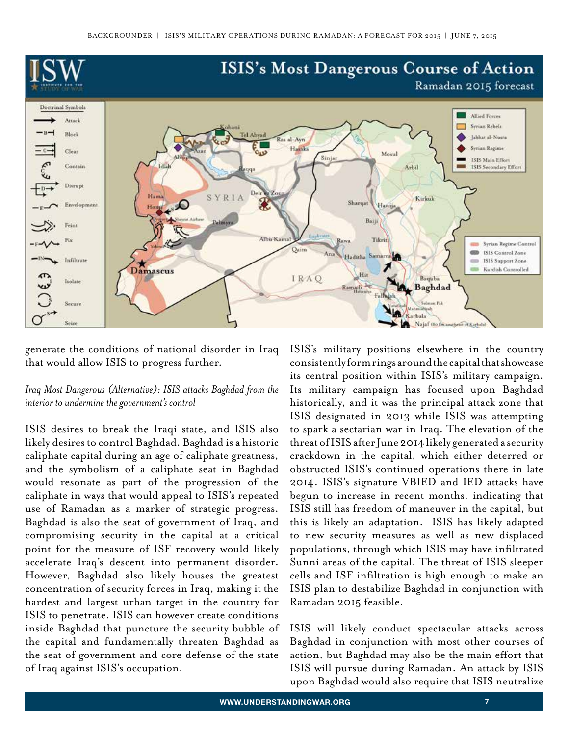generate the conditions of national disorder in Iraq that would allow ISIS to progress further.

*Iraq Most Dangerous (Alternative): ISIS attacks Baghdad from the interior to undermine the government's control*

ISIS desires to break the Iraqi state, and ISIS also likely desires to control Baghdad. Baghdad is a historic caliphate capital during an age of caliphate greatness, and the symbolism of a caliphate seat in Baghdad would resonate as part of the progression of the caliphate in ways that would appeal to ISIS's repeated use of Ramadan as a marker of strategic progress. Baghdad is also the seat of government of Iraq, and compromising security in the capital at a critical point for the measure of ISF recovery would likely accelerate Iraq's descent into permanent disorder. However, Baghdad also likely houses the greatest concentration of security forces in Iraq, making it the hardest and largest urban target in the country for ISIS to penetrate. ISIS can however create conditions inside Baghdad that puncture the security bubble of the capital and fundamentally threaten Baghdad as the seat of government and core defense of the state of Iraq against ISIS's occupation.

ISIS's military positions elsewhere in the country consistently form rings around the capital that showcase its central position within ISIS's military campaign. Its military campaign has focused upon Baghdad historically, and it was the principal attack zone that ISIS designated in 2013 while ISIS was attempting to spark a sectarian war in Iraq. The elevation of the threat of ISIS after June 2014 likely generated a security crackdown in the capital, which either deterred or obstructed ISIS's continued operations there in late 2014. ISIS's signature VBIED and IED attacks have begun to increase in recent months, indicating that ISIS still has freedom of maneuver in the capital, but this is likely an adaptation. ISIS has likely adapted to new security measures as well as new displaced populations, through which ISIS may have infiltrated Sunni areas of the capital. The threat of ISIS sleeper cells and ISF infiltration is high enough to make an ISIS plan to destabilize Baghdad in conjunction with Ramadan 2015 feasible.

ISIS will likely conduct spectacular attacks across Baghdad in conjunction with most other courses of action, but Baghdad may also be the main effort that ISIS will pursue during Ramadan. An attack by ISIS upon Baghdad would also require that ISIS neutralize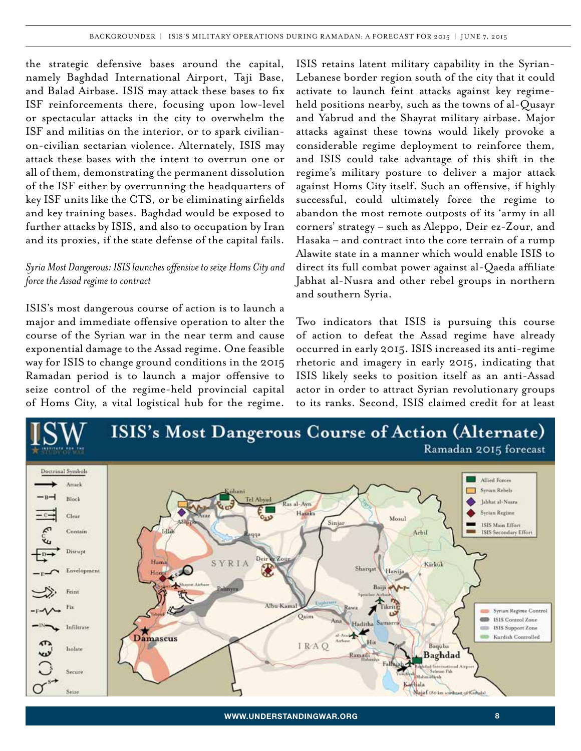the strategic defensive bases around the capital, namely Baghdad International Airport, Taji Base, and Balad Airbase. ISIS may attack these bases to fix ISF reinforcements there, focusing upon low-level or spectacular attacks in the city to overwhelm the ISF and militias on the interior, or to spark civilian-on-civilian sectarian violence. Alternately, ISIS may attack these bases with the intent to overrun one or all of them, demonstrating the permanent dissolution of the ISF either by overrunning the headquarters of key ISF units like the CTS, or be eliminating airfields and key training bases. Baghdad would be exposed to further attacks by ISIS, and also to occupation by Iran and its proxies, if the state defense of the capital fails.

*Syria Most Dangerous: ISIS launches offensive to seize Homs City and force the Assad regime to contract*

ISIS's most dangerous course of action is to launch a major and immediate offensive operation to alter the course of the Syrian war in the near term and cause exponential damage to the Assad regime. One feasible way for ISIS to change ground conditions in the 2015 Ramadan period is to launch a major offensive to seize control of the regime-held provincial capital of Homs City, a vital logistical hub for the regime. ISIS retains latent military capability in the Syrian-Lebanese border region south of the city that it could activate to launch feint attacks against key regime-held positions nearby, such as the towns of al-Qusayr and Yabrud and the Shayrat military airbase. Major attacks against these towns would likely provoke a considerable regime deployment to reinforce them, and ISIS could take advantage of this shift in the regime's military posture to deliver a major attack against Homs City itself. Such an offensive, if highly successful, could ultimately force the regime to abandon the most remote outposts of its 'army in all corners' strategy – such as Aleppo, Deir ez-Zour, and Hasaka – and contract into the core terrain of a rump Alawite state in a manner which would enable ISIS to direct its full combat power against al-Qaeda affiliate Jabhat al-Nusra and other rebel groups in northern and southern Syria.

Two indicators that ISIS is pursuing this course of action to defeat the Assad regime have already occurred in early 2015. ISIS increased its anti-regime rhetoric and imagery in early 2015, indicating that ISIS likely seeks to position itself as an anti-Assad actor in order to attract Syrian revolutionary groups to its ranks. Second, ISIS claimed credit for at least

**ISIS's Most Dangerous Course of Action (Alternate)**
Ramadan 2015 forecast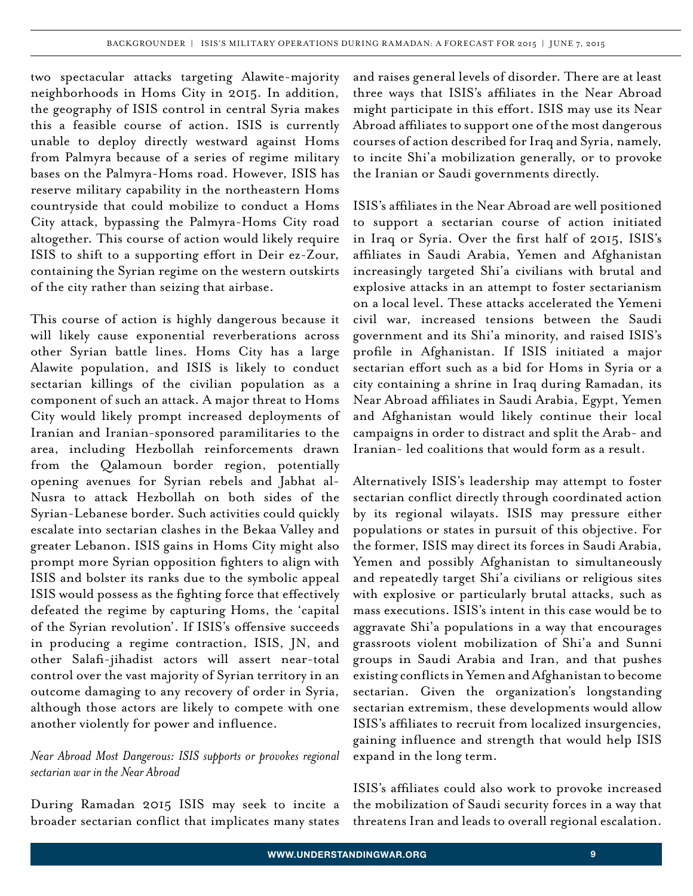two spectacular attacks targeting Alawite-majority neighborhoods in Homs City in 2015. In addition, the geography of ISIS control in central Syria makes this a feasible course of action. ISIS is currently unable to deploy directly westward against Homs from Palmyra because of a series of regime military bases on the Palmyra-Homs road. However, ISIS has reserve military capability in the northeastern Homs countryside that could mobilize to conduct a Homs City attack, bypassing the Palmyra-Homs City road altogether. This course of action would likely require ISIS to shift to a supporting effort in Deir ez-Zour, containing the Syrian regime on the western outskirts of the city rather than seizing that airbase.

This course of action is highly dangerous because it will likely cause exponential reverberations across other Syrian battle lines. Homs City has a large Alawite population, and ISIS is likely to conduct sectarian killings of the civilian population as a component of such an attack. A major threat to Homs City would likely prompt increased deployments of Iranian and Iranian-sponsored paramilitaries to the area, including Hezbollah reinforcements drawn from the Qalamoun border region, potentially opening avenues for Syrian rebels and Jabhat al-Nusra to attack Hezbollah on both sides of the Syrian-Lebanese border. Such activities could quickly escalate into sectarian clashes in the Bekaa Valley and greater Lebanon. ISIS gains in Homs City might also prompt more Syrian opposition fighters to align with ISIS and bolster its ranks due to the symbolic appeal ISIS would possess as the fighting force that effectively defeated the regime by capturing Homs, the 'capital of the Syrian revolution'. If ISIS's offensive succeeds in producing a regime contraction, ISIS, JN, and other Salafi-jihadist actors will assert near-total control over the vast majority of Syrian territory in an outcome damaging to any recovery of order in Syria, although those actors are likely to compete with one another violently for power and influence.

*Near Abroad Most Dangerous: ISIS supports or provokes regional sectarian war in the Near Abroad*

During Ramadan 2015 ISIS may seek to incite a broader sectarian conflict that implicates many states and raises general levels of disorder. There are at least three ways that ISIS's affiliates in the Near Abroad might participate in this effort. ISIS may use its Near Abroad affiliates to support one of the most dangerous courses of action described for Iraq and Syria, namely, to incite Shi'a mobilization generally, or to provoke the Iranian or Saudi governments directly.

ISIS's affiliates in the Near Abroad are well positioned to support a sectarian course of action initiated in Iraq or Syria. Over the first half of 2015, ISIS's affiliates in Saudi Arabia, Yemen and Afghanistan increasingly targeted Shi'a civilians with brutal and explosive attacks in an attempt to foster sectarianism on a local level. These attacks accelerated the Yemeni civil war, increased tensions between the Saudi government and its Shi'a minority, and raised ISIS's profile in Afghanistan. If ISIS initiated a major sectarian effort such as a bid for Homs in Syria or a city containing a shrine in Iraq during Ramadan, its Near Abroad affiliates in Saudi Arabia, Egypt, Yemen and Afghanistan would likely continue their local campaigns in order to distract and split the Arab- and Iranian- led coalitions that would form as a result.

Alternatively ISIS's leadership may attempt to foster sectarian conflict directly through coordinated action by its regional wilayats. ISIS may pressure either populations or states in pursuit of this objective. For the former, ISIS may direct its forces in Saudi Arabia, Yemen and possibly Afghanistan to simultaneously and repeatedly target Shi'a civilians or religious sites with explosive or particularly brutal attacks, such as mass executions. ISIS's intent in this case would be to aggravate Shi'a populations in a way that encourages grassroots violent mobilization of Shi'a and Sunni groups in Saudi Arabia and Iran, and that pushes existing conflicts in Yemen and Afghanistan to become sectarian. Given the organization's longstanding sectarian extremism, these developments would allow ISIS's affiliates to recruit from localized insurgencies, gaining influence and strength that would help ISIS expand in the long term.

ISIS's affiliates could also work to provoke increased the mobilization of Saudi security forces in a way that threatens Iran and leads to overall regional escalation.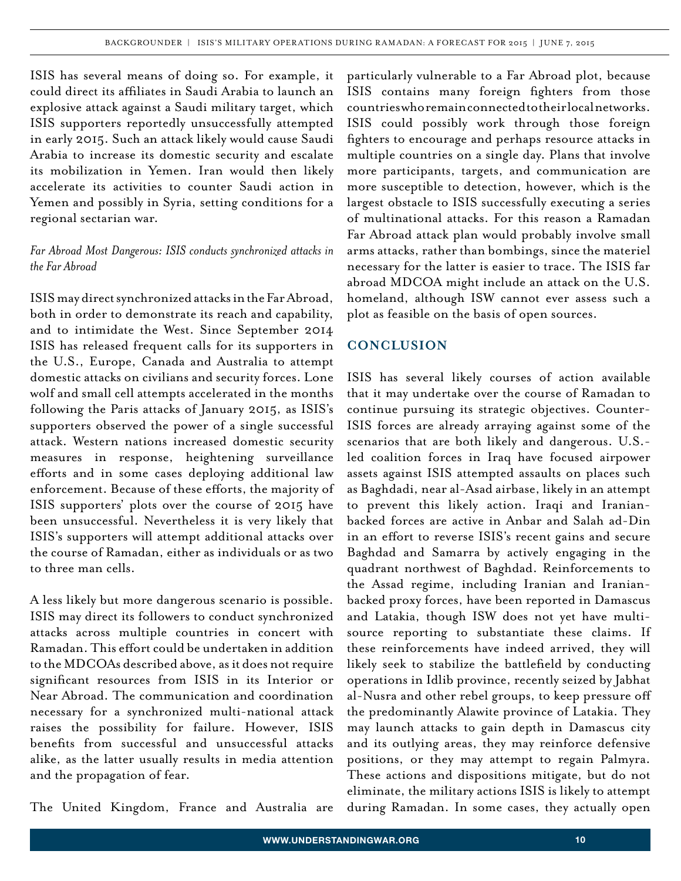ISIS has several means of doing so. For example, it could direct its affiliates in Saudi Arabia to launch an explosive attack against a Saudi military target, which ISIS supporters reportedly unsuccessfully attempted in early 2015. Such an attack likely would cause Saudi Arabia to increase its domestic security and escalate its mobilization in Yemen. Iran would then likely accelerate its activities to counter Saudi action in Yemen and possibly in Syria, setting conditions for a regional sectarian war.

*Far Abroad Most Dangerous: ISIS conducts synchronized attacks in the Far Abroad*

ISIS may direct synchronized attacks in the Far Abroad, both in order to demonstrate its reach and capability, and to intimidate the West. Since September 2014 ISIS has released frequent calls for its supporters in the U.S., Europe, Canada and Australia to attempt domestic attacks on civilians and security forces. Lone wolf and small cell attempts accelerated in the months following the Paris attacks of January 2015, as ISIS's supporters observed the power of a single successful attack. Western nations increased domestic security measures in response, heightening surveillance efforts and in some cases deploying additional law enforcement. Because of these efforts, the majority of ISIS supporters' plots over the course of 2015 have been unsuccessful. Nevertheless it is very likely that ISIS's supporters will attempt additional attacks over the course of Ramadan, either as individuals or as two to three man cells.

A less likely but more dangerous scenario is possible. ISIS may direct its followers to conduct synchronized attacks across multiple countries in concert with Ramadan. This effort could be undertaken in addition to the MDCOAs described above, as it does not require significant resources from ISIS in its Interior or Near Abroad. The communication and coordination necessary for a synchronized multi-national attack raises the possibility for failure. However, ISIS benefits from successful and unsuccessful attacks alike, as the latter usually results in media attention and the propagation of fear.

The United Kingdom, France and Australia are particularly vulnerable to a Far Abroad plot, because ISIS contains many foreign fighters from those countries who remain connected to their local networks. ISIS could possibly work through those foreign fighters to encourage and perhaps resource attacks in multiple countries on a single day. Plans that involve more participants, targets, and communication are more susceptible to detection, however, which is the largest obstacle to ISIS successfully executing a series of multinational attacks. For this reason a Ramadan Far Abroad attack plan would probably involve small arms attacks, rather than bombings, since the materiel necessary for the latter is easier to trace. The ISIS far abroad MDCOA might include an attack on the U.S. homeland, although ISW cannot ever assess such a plot as feasible on the basis of open sources.

## CONCLUSION

ISIS has several likely courses of action available that it may undertake over the course of Ramadan to continue pursuing its strategic objectives. Counter-ISIS forces are already arraying against some of the scenarios that are both likely and dangerous. U.S.-led coalition forces in Iraq have focused airpower assets against ISIS attempted assaults on places such as Baghdadi, near al-Asad airbase, likely in an attempt to prevent this likely action. Iraqi and Iranian-backed forces are active in Anbar and Salah ad-Din in an effort to reverse ISIS's recent gains and secure Baghdad and Samarra by actively engaging in the quadrant northwest of Baghdad. Reinforcements to the Assad regime, including Iranian and Iranian-backed proxy forces, have been reported in Damascus and Latakia, though ISW does not yet have multi-source reporting to substantiate these claims. If these reinforcements have indeed arrived, they will likely seek to stabilize the battlefield by conducting operations in Idlib province, recently seized by Jabhat al-Nusra and other rebel groups, to keep pressure off the predominantly Alawite province of Latakia. They may launch attacks to gain depth in Damascus city and its outlying areas, they may reinforce defensive positions, or they may attempt to regain Palmyra. These actions and dispositions mitigate, but do not eliminate, the military actions ISIS is likely to attempt during Ramadan. In some cases, they actually open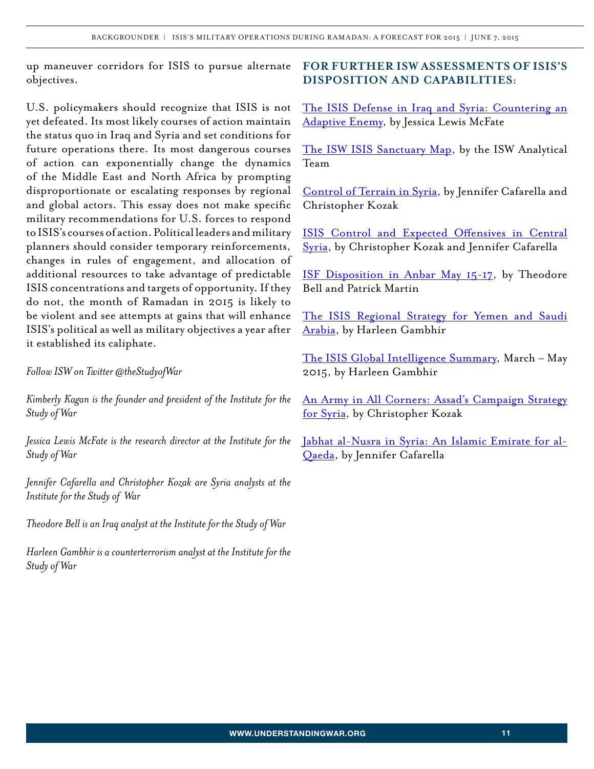up maneuver corridors for ISIS to pursue alternate objectives.

U.S. policymakers should recognize that ISIS is not yet defeated. Its most likely courses of action maintain the status quo in Iraq and Syria and set conditions for future operations there. Its most dangerous courses of action can exponentially change the dynamics of the Middle East and North Africa by prompting disproportionate or escalating responses by regional and global actors. This essay does not make specific military recommendations for U.S. forces to respond to ISIS's courses of action. Political leaders and military planners should consider temporary reinforcements, changes in rules of engagement, and allocation of additional resources to take advantage of predictable ISIS concentrations and targets of opportunity. If they do not, the month of Ramadan in 2015 is likely to be violent and see attempts at gains that will enhance ISIS's political as well as military objectives a year after it established its caliphate.

*Follow ISW on Twitter @theStudyofWar*

*Kimberly Kagan is the founder and president of the Institute for the Study of War*

*Jessica Lewis McFate is the research director at the Institute for the Study of War*

*Jennifer Cafarella and Christopher Kozak are Syria analysts at the Institute for the Study of War*

*Theodore Bell is an Iraq analyst at the Institute for the Study of War*

*Harleen Gambhir is a counterterrorism analyst at the Institute for the Study of War*

## FOR FURTHER ISW ASSESSMENTS OF ISIS'S DISPOSITION AND CAPABILITIES:

The ISIS Defense in Iraq and Syria: Countering an Adaptive Enemy, by Jessica Lewis McFate

The ISW ISIS Sanctuary Map, by the ISW Analytical Team

Control of Terrain in Syria, by Jennifer Cafarella and Christopher Kozak

ISIS Control and Expected Offensives in Central Syria, by Christopher Kozak and Jennifer Cafarella

ISF Disposition in Anbar May 15-17, by Theodore Bell and Patrick Martin

The ISIS Regional Strategy for Yemen and Saudi Arabia, by Harleen Gambhir

The ISIS Global Intelligence Summary, March – May 2015, by Harleen Gambhir

An Army in All Corners: Assad's Campaign Strategy for Syria, by Christopher Kozak

Jabhat al-Nusra in Syria: An Islamic Emirate for al-Qaeda, by Jennifer Cafarella